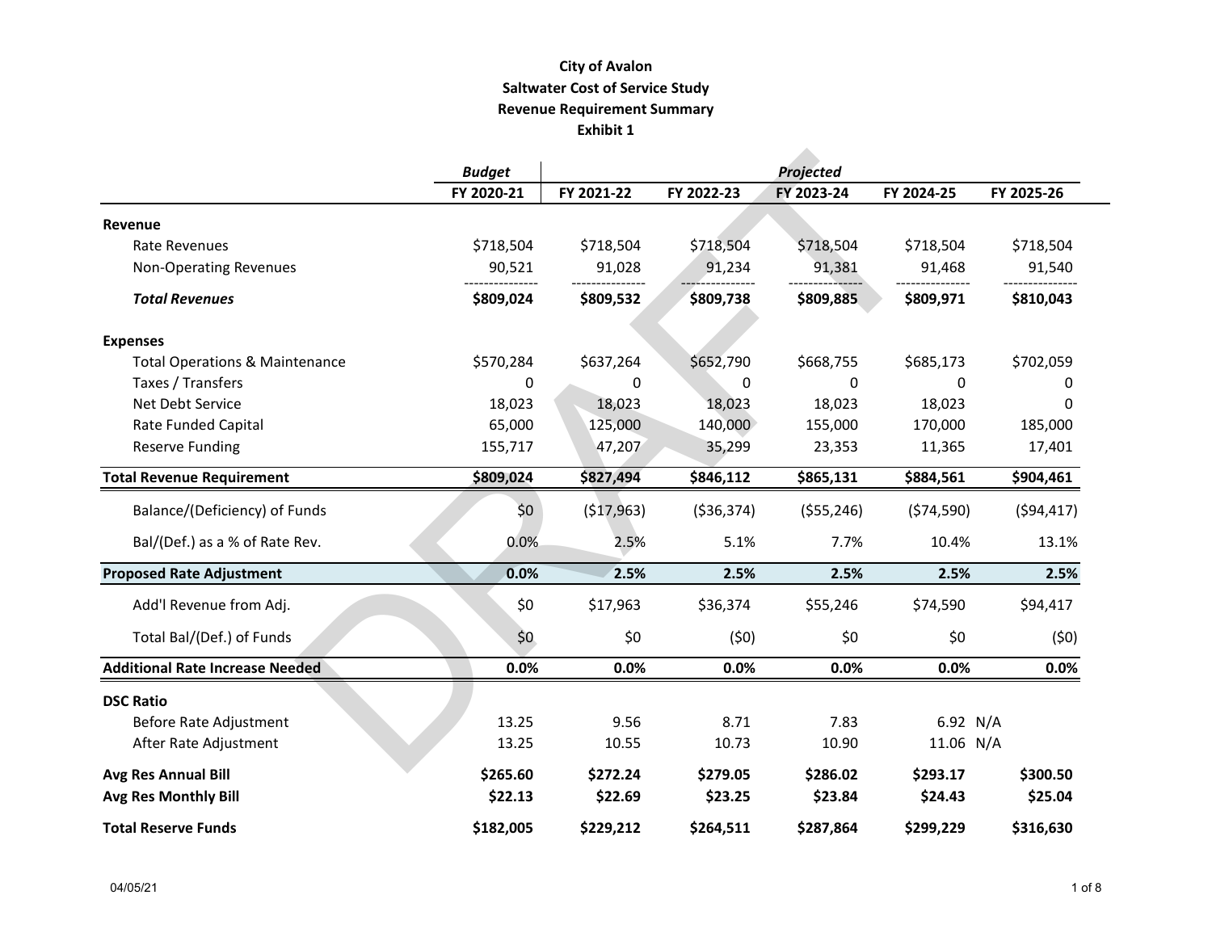# City of Avalon
## Saltwater Cost of Service Study
## Revenue Requirement Summary
## Exhibit 1

| | *Budget* | *Projected* | | | | |
|---|---|---|---|---|---|---|
| | FY 2020-21 | FY 2021-22 | FY 2022-23 | FY 2023-24 | FY 2024-25 | FY 2025-26 |
| **Revenue** | | | | | | |
| Rate Revenues | $718,504 | $718,504 | $718,504 | $718,504 | $718,504 | $718,504 |
| Non-Operating Revenues | 90,521 | 91,028 | 91,234 | 91,381 | 91,468 | 91,540 |
| ***Total Revenues*** | **$809,024** | **$809,532** | **$809,738** | **$809,885** | **$809,971** | **$810,043** |
| **Expenses** | | | | | | |
| Total Operations & Maintenance | $570,284 | $637,264 | $652,790 | $668,755 | $685,173 | $702,059 |
| Taxes / Transfers | 0 | 0 | 0 | 0 | 0 | 0 |
| Net Debt Service | 18,023 | 18,023 | 18,023 | 18,023 | 18,023 | 0 |
| Rate Funded Capital | 65,000 | 125,000 | 140,000 | 155,000 | 170,000 | 185,000 |
| Reserve Funding | 155,717 | 47,207 | 35,299 | 23,353 | 11,365 | 17,401 |
| **Total Revenue Requirement** | **$809,024** | **$827,494** | **$846,112** | **$865,131** | **$884,561** | **$904,461** |
| Balance/(Deficiency) of Funds | $0 | ($17,963) | ($36,374) | ($55,246) | ($74,590) | ($94,417) |
| Bal/(Def.) as a % of Rate Rev. | 0.0% | 2.5% | 5.1% | 7.7% | 10.4% | 13.1% |
| **Proposed Rate Adjustment** | **0.0%** | **2.5%** | **2.5%** | **2.5%** | **2.5%** | **2.5%** |
| Add'l Revenue from Adj. | $0 | $17,963 | $36,374 | $55,246 | $74,590 | $94,417 |
| Total Bal/(Def.) of Funds | $0 | $0 | ($0) | $0 | $0 | ($0) |
| **Additional Rate Increase Needed** | **0.0%** | **0.0%** | **0.0%** | **0.0%** | **0.0%** | **0.0%** |
| **DSC Ratio** | | | | | | |
| Before Rate Adjustment | 13.25 | 9.56 | 8.71 | 7.83 | 6.92 | N/A |
| After Rate Adjustment | 13.25 | 10.55 | 10.73 | 10.90 | 11.06 | N/A |
| **Avg Res Annual Bill** | **$265.60** | **$272.24** | **$279.05** | **$286.02** | **$293.17** | **$300.50** |
| **Avg Res Monthly Bill** | **$22.13** | **$22.69** | **$23.25** | **$23.84** | **$24.43** | **$25.04** |
| **Total Reserve Funds** | **$182,005** | **$229,212** | **$264,511** | **$287,864** | **$299,229** | **$316,630** |

04/05/21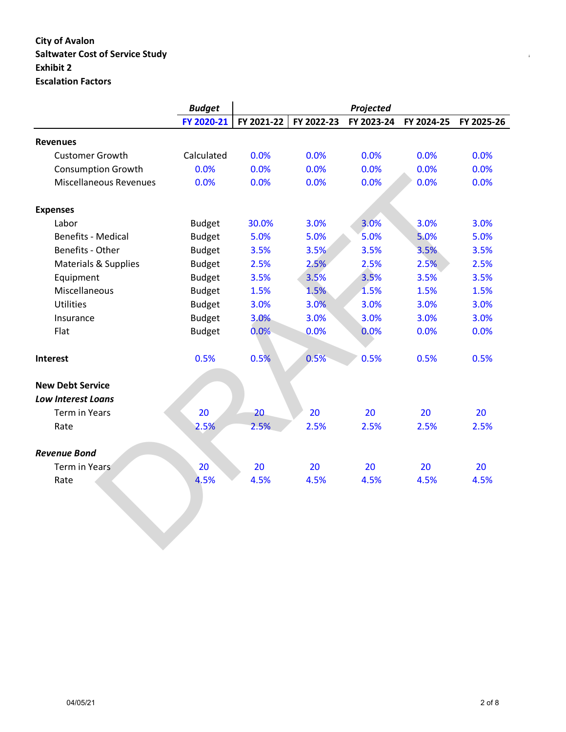**City of Avalon**
**Saltwater Cost of Service Study**
**Exhibit 2**
**Escalation Factors**

| | *Budget* | *Projected* | | | | |
|---|---|---|---|---|---|---|
| | FY 2020-21 | FY 2021-22 | FY 2022-23 | FY 2023-24 | FY 2024-25 | FY 2025-26 |
| **Revenues** | | | | | | |
| Customer Growth | Calculated | 0.0% | 0.0% | 0.0% | 0.0% | 0.0% |
| Consumption Growth | 0.0% | 0.0% | 0.0% | 0.0% | 0.0% | 0.0% |
| Miscellaneous Revenues | 0.0% | 0.0% | 0.0% | 0.0% | 0.0% | 0.0% |
| **Expenses** | | | | | | |
| Labor | Budget | 30.0% | 3.0% | 3.0% | 3.0% | 3.0% |
| Benefits - Medical | Budget | 5.0% | 5.0% | 5.0% | 5.0% | 5.0% |
| Benefits - Other | Budget | 3.5% | 3.5% | 3.5% | 3.5% | 3.5% |
| Materials & Supplies | Budget | 2.5% | 2.5% | 2.5% | 2.5% | 2.5% |
| Equipment | Budget | 3.5% | 3.5% | 3.5% | 3.5% | 3.5% |
| Miscellaneous | Budget | 1.5% | 1.5% | 1.5% | 1.5% | 1.5% |
| Utilities | Budget | 3.0% | 3.0% | 3.0% | 3.0% | 3.0% |
| Insurance | Budget | 3.0% | 3.0% | 3.0% | 3.0% | 3.0% |
| Flat | Budget | 0.0% | 0.0% | 0.0% | 0.0% | 0.0% |
| **Interest** | 0.5% | 0.5% | 0.5% | 0.5% | 0.5% | 0.5% |
| **New Debt Service** | | | | | | |
| ***Low Interest Loans*** | | | | | | |
| Term in Years | 20 | 20 | 20 | 20 | 20 | 20 |
| Rate | 2.5% | 2.5% | 2.5% | 2.5% | 2.5% | 2.5% |
| ***Revenue Bond*** | | | | | | |
| Term in Years | 20 | 20 | 20 | 20 | 20 | 20 |
| Rate | 4.5% | 4.5% | 4.5% | 4.5% | 4.5% | 4.5% |

04/05/21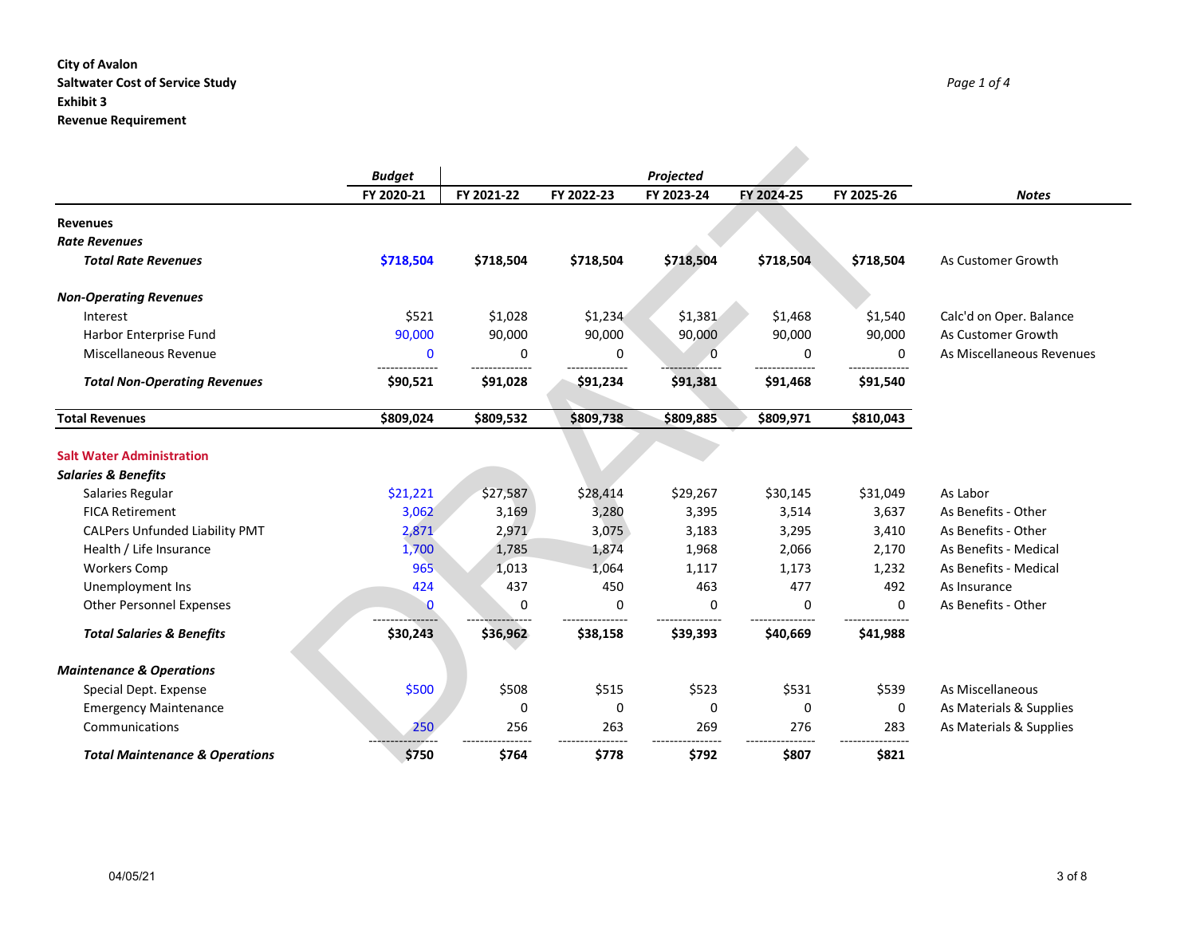**City of Avalon**
**Saltwater Cost of Service Study**
**Exhibit 3**
**Revenue Requirement**

Page 1 of 4

| | *Budget* | *Projected* | | | | | |
|---|---|---|---|---|---|---|---|
| | FY 2020-21 | FY 2021-22 | FY 2022-23 | FY 2023-24 | FY 2024-25 | FY 2025-26 | *Notes* |
| **Revenues** | | | | | | | |
| ***Rate Revenues*** | | | | | | | |
| ***Total Rate Revenues*** | **$718,504** | **$718,504** | **$718,504** | **$718,504** | **$718,504** | **$718,504** | As Customer Growth |
| ***Non-Operating Revenues*** | | | | | | | |
| Interest | $521 | $1,028 | $1,234 | $1,381 | $1,468 | $1,540 | Calc'd on Oper. Balance |
| Harbor Enterprise Fund | 90,000 | 90,000 | 90,000 | 90,000 | 90,000 | 90,000 | As Customer Growth |
| Miscellaneous Revenue | 0 | 0 | 0 | 0 | 0 | 0 | As Miscellaneous Revenues |
| ***Total Non-Operating Revenues*** | **$90,521** | **$91,028** | **$91,234** | **$91,381** | **$91,468** | **$91,540** | |
| **Total Revenues** | **$809,024** | **$809,532** | **$809,738** | **$809,885** | **$809,971** | **$810,043** | |
| **Salt Water Administration** | | | | | | | |
| ***Salaries & Benefits*** | | | | | | | |
| Salaries Regular | $21,221 | $27,587 | $28,414 | $29,267 | $30,145 | $31,049 | As Labor |
| FICA Retirement | 3,062 | 3,169 | 3,280 | 3,395 | 3,514 | 3,637 | As Benefits - Other |
| CALPers Unfunded Liability PMT | 2,871 | 2,971 | 3,075 | 3,183 | 3,295 | 3,410 | As Benefits - Other |
| Health / Life Insurance | 1,700 | 1,785 | 1,874 | 1,968 | 2,066 | 2,170 | As Benefits - Medical |
| Workers Comp | 965 | 1,013 | 1,064 | 1,117 | 1,173 | 1,232 | As Benefits - Medical |
| Unemployment Ins | 424 | 437 | 450 | 463 | 477 | 492 | As Insurance |
| Other Personnel Expenses | 0 | 0 | 0 | 0 | 0 | 0 | As Benefits - Other |
| ***Total Salaries & Benefits*** | **$30,243** | **$36,962** | **$38,158** | **$39,393** | **$40,669** | **$41,988** | |
| ***Maintenance & Operations*** | | | | | | | |
| Special Dept. Expense | $500 | $508 | $515 | $523 | $531 | $539 | As Miscellaneous |
| Emergency Maintenance | | 0 | 0 | 0 | 0 | 0 | As Materials & Supplies |
| Communications | 250 | 256 | 263 | 269 | 276 | 283 | As Materials & Supplies |
| ***Total Maintenance & Operations*** | **$750** | **$764** | **$778** | **$792** | **$807** | **$821** | |

04/05/21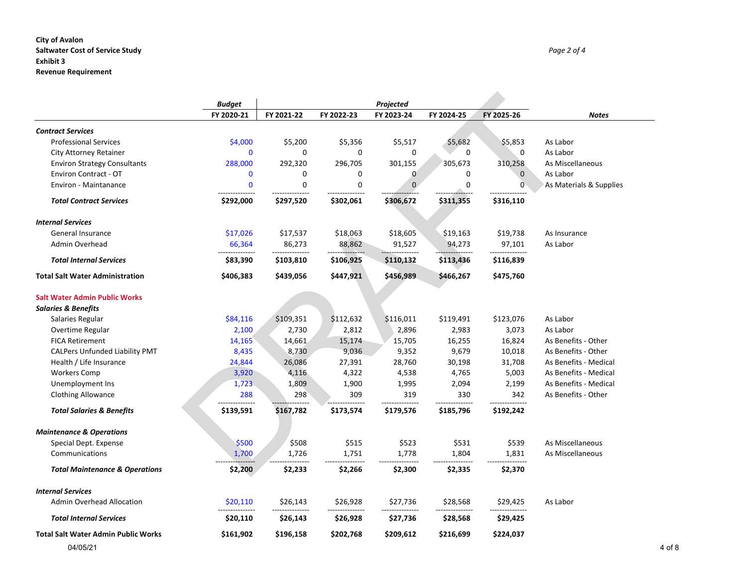**City of Avalon**
**Saltwater Cost of Service Study**
**Exhibit 3**
**Revenue Requirement**

*Page 2 of 4*

| | *Budget* | *Projected* | | | | | |
|---|---|---|---|---|---|---|---|
| | FY 2020-21 | FY 2021-22 | FY 2022-23 | FY 2023-24 | FY 2024-25 | FY 2025-26 | *Notes* |
| ***Contract Services*** | | | | | | | |
| Professional Services | $4,000 | $5,200 | $5,356 | $5,517 | $5,682 | $5,853 | As Labor |
| City Attorney Retainer | 0 | 0 | 0 | 0 | 0 | 0 | As Labor |
| Environ Strategy Consultants | 288,000 | 292,320 | 296,705 | 301,155 | 305,673 | 310,258 | As Miscellaneous |
| Environ Contract - OT | 0 | 0 | 0 | 0 | 0 | 0 | As Labor |
| Environ - Maintanance | 0 | 0 | 0 | 0 | 0 | 0 | As Materials & Supplies |
| ***Total Contract Services*** | **$292,000** | **$297,520** | **$302,061** | **$306,672** | **$311,355** | **$316,110** | |
| ***Internal Services*** | | | | | | | |
| General Insurance | $17,026 | $17,537 | $18,063 | $18,605 | $19,163 | $19,738 | As Insurance |
| Admin Overhead | 66,364 | 86,273 | 88,862 | 91,527 | 94,273 | 97,101 | As Labor |
| ***Total Internal Services*** | **$83,390** | **$103,810** | **$106,925** | **$110,132** | **$113,436** | **$116,839** | |
| **Total Salt Water Administration** | **$406,383** | **$439,056** | **$447,921** | **$456,989** | **$466,267** | **$475,760** | |
| **Salt Water Admin Public Works** | | | | | | | |
| ***Salaries & Benefits*** | | | | | | | |
| Salaries Regular | $84,116 | $109,351 | $112,632 | $116,011 | $119,491 | $123,076 | As Labor |
| Overtime Regular | 2,100 | 2,730 | 2,812 | 2,896 | 2,983 | 3,073 | As Labor |
| FICA Retirement | 14,165 | 14,661 | 15,174 | 15,705 | 16,255 | 16,824 | As Benefits - Other |
| CALPers Unfunded Liability PMT | 8,435 | 8,730 | 9,036 | 9,352 | 9,679 | 10,018 | As Benefits - Other |
| Health / Life Insurance | 24,844 | 26,086 | 27,391 | 28,760 | 30,198 | 31,708 | As Benefits - Medical |
| Workers Comp | 3,920 | 4,116 | 4,322 | 4,538 | 4,765 | 5,003 | As Benefits - Medical |
| Unemployment Ins | 1,723 | 1,809 | 1,900 | 1,995 | 2,094 | 2,199 | As Benefits - Medical |
| Clothing Allowance | 288 | 298 | 309 | 319 | 330 | 342 | As Benefits - Other |
| ***Total Salaries & Benefits*** | **$139,591** | **$167,782** | **$173,574** | **$179,576** | **$185,796** | **$192,242** | |
| ***Maintenance & Operations*** | | | | | | | |
| Special Dept. Expense | $500 | $508 | $515 | $523 | $531 | $539 | As Miscellaneous |
| Communications | 1,700 | 1,726 | 1,751 | 1,778 | 1,804 | 1,831 | As Miscellaneous |
| ***Total Maintenance & Operations*** | **$2,200** | **$2,233** | **$2,266** | **$2,300** | **$2,335** | **$2,370** | |
| ***Internal Services*** | | | | | | | |
| Admin Overhead Allocation | $20,110 | $26,143 | $26,928 | $27,736 | $28,568 | $29,425 | As Labor |
| ***Total Internal Services*** | **$20,110** | **$26,143** | **$26,928** | **$27,736** | **$28,568** | **$29,425** | |
| **Total Salt Water Admin Public Works** | **$161,902** | **$196,158** | **$202,768** | **$209,612** | **$216,699** | **$224,037** | |

04/05/21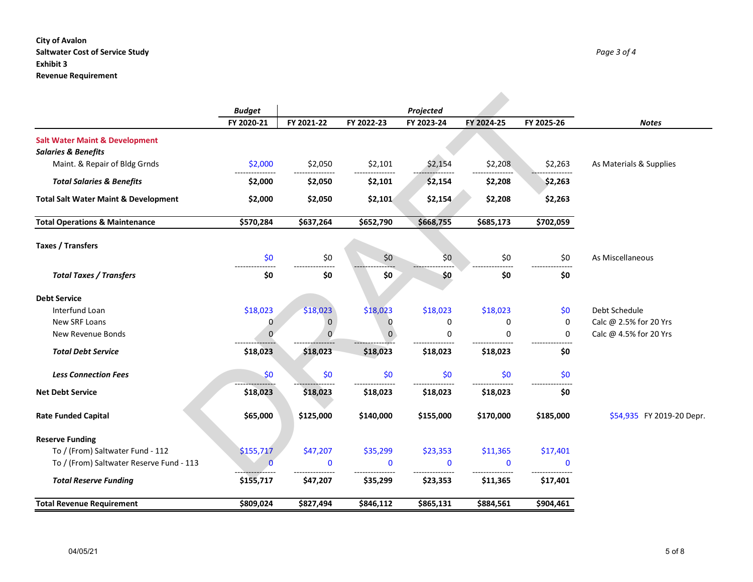**City of Avalon**
**Saltwater Cost of Service Study**
**Exhibit 3**
**Revenue Requirement**

| | *Budget* | *Projected* | | | | | |
|---|---|---|---|---|---|---|---|
| | **FY 2020-21** | **FY 2021-22** | **FY 2022-23** | **FY 2023-24** | **FY 2024-25** | **FY 2025-26** | ***Notes*** |
| **Salt Water Maint & Development** | | | | | | | |
| ***Salaries & Benefits*** | | | | | | | |
| Maint. & Repair of Bldg Grnds | $2,000 | $2,050 | $2,101 | $2,154 | $2,208 | $2,263 | As Materials & Supplies |
| ***Total Salaries & Benefits*** | **$2,000** | **$2,050** | **$2,101** | **$2,154** | **$2,208** | **$2,263** | |
| **Total Salt Water Maint & Development** | **$2,000** | **$2,050** | **$2,101** | **$2,154** | **$2,208** | **$2,263** | |
| **Total Operations & Maintenance** | **$570,284** | **$637,264** | **$652,790** | **$668,755** | **$685,173** | **$702,059** | |
| **Taxes / Transfers** | | | | | | | |
| | $0 | $0 | $0 | $0 | $0 | $0 | As Miscellaneous |
| ***Total Taxes / Transfers*** | **$0** | **$0** | **$0** | **$0** | **$0** | **$0** | |
| **Debt Service** | | | | | | | |
| Interfund Loan | $18,023 | $18,023 | $18,023 | $18,023 | $18,023 | $0 | Debt Schedule |
| New SRF Loans | 0 | 0 | 0 | 0 | 0 | 0 | Calc @ 2.5% for 20 Yrs |
| New Revenue Bonds | 0 | 0 | 0 | 0 | 0 | 0 | Calc @ 4.5% for 20 Yrs |
| ***Total Debt Service*** | **$18,023** | **$18,023** | **$18,023** | **$18,023** | **$18,023** | **$0** | |
| ***Less Connection Fees*** | $0 | $0 | $0 | $0 | $0 | $0 | |
| **Net Debt Service** | **$18,023** | **$18,023** | **$18,023** | **$18,023** | **$18,023** | **$0** | |
| **Rate Funded Capital** | **$65,000** | **$125,000** | **$140,000** | **$155,000** | **$170,000** | **$185,000** | $54,935 FY 2019-20 Depr. |
| **Reserve Funding** | | | | | | | |
| To / (From) Saltwater Fund - 112 | $155,717 | $47,207 | $35,299 | $23,353 | $11,365 | $17,401 | |
| To / (From) Saltwater Reserve Fund - 113 | 0 | 0 | 0 | 0 | 0 | 0 | |
| ***Total Reserve Funding*** | **$155,717** | **$47,207** | **$35,299** | **$23,353** | **$11,365** | **$17,401** | |
| **Total Revenue Requirement** | **$809,024** | **$827,494** | **$846,112** | **$865,131** | **$884,561** | **$904,461** | |

04/05/21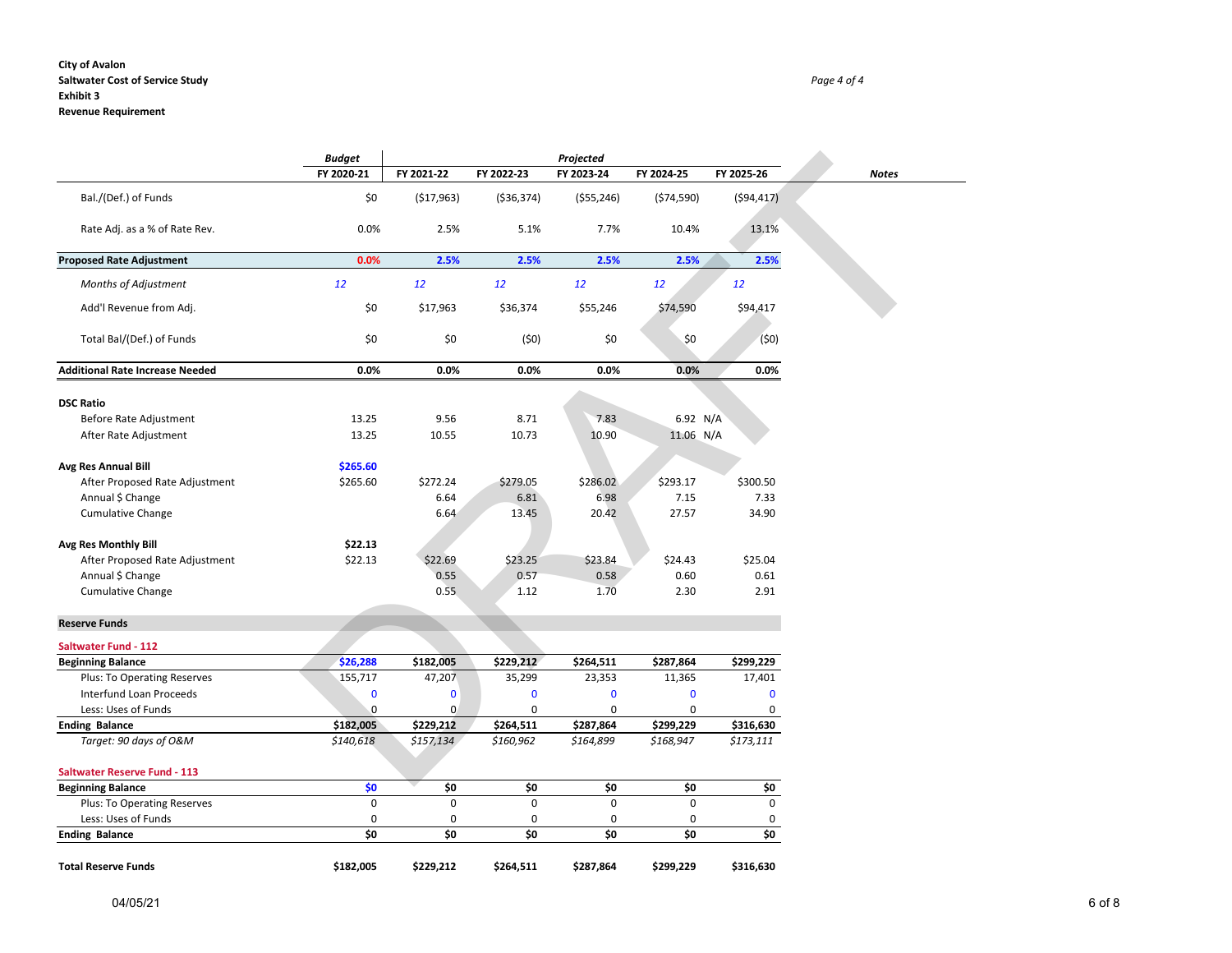**City of Avalon**
**Saltwater Cost of Service Study**
**Exhibit 3**
**Revenue Requirement**

| | Budget | Projected | | | | | |
|---|---|---|---|---|---|---|---|
| | FY 2020-21 | FY 2021-22 | FY 2022-23 | FY 2023-24 | FY 2024-25 | FY 2025-26 | Notes |
| Bal./(Def.) of Funds | $0 | ($17,963) | ($36,374) | ($55,246) | ($74,590) | ($94,417) | |
| Rate Adj. as a % of Rate Rev. | 0.0% | 2.5% | 5.1% | 7.7% | 10.4% | 13.1% | |
| **Proposed Rate Adjustment** | **0.0%** | **2.5%** | **2.5%** | **2.5%** | **2.5%** | **2.5%** | |
| *Months of Adjustment* | *12* | *12* | *12* | *12* | *12* | *12* | |
| Add'l Revenue from Adj. | $0 | $17,963 | $36,374 | $55,246 | $74,590 | $94,417 | |
| Total Bal/(Def.) of Funds | $0 | $0 | ($0) | $0 | $0 | ($0) | |
| **Additional Rate Increase Needed** | **0.0%** | **0.0%** | **0.0%** | **0.0%** | **0.0%** | **0.0%** | |
| **DSC Ratio** | | | | | | | |
| Before Rate Adjustment | 13.25 | 9.56 | 8.71 | 7.83 | 6.92 | N/A | |
| After Rate Adjustment | 13.25 | 10.55 | 10.73 | 10.90 | 11.06 | N/A | |
| **Avg Res Annual Bill** | **$265.60** | | | | | | |
| After Proposed Rate Adjustment | $265.60 | $272.24 | $279.05 | $286.02 | $293.17 | $300.50 | |
| Annual $ Change | | 6.64 | 6.81 | 6.98 | 7.15 | 7.33 | |
| Cumulative Change | | 6.64 | 13.45 | 20.42 | 27.57 | 34.90 | |
| **Avg Res Monthly Bill** | **$22.13** | | | | | | |
| After Proposed Rate Adjustment | $22.13 | $22.69 | $23.25 | $23.84 | $24.43 | $25.04 | |
| Annual $ Change | | 0.55 | 0.57 | 0.58 | 0.60 | 0.61 | |
| Cumulative Change | | 0.55 | 1.12 | 1.70 | 2.30 | 2.91 | |

**Reserve Funds**

| | FY 2020-21 | FY 2021-22 | FY 2022-23 | FY 2023-24 | FY 2024-25 | FY 2025-26 |
|---|---|---|---|---|---|---|
| **Saltwater Fund - 112** | | | | | | |
| **Beginning Balance** | **$26,288** | **$182,005** | **$229,212** | **$264,511** | **$287,864** | **$299,229** |
| Plus: To Operating Reserves | 155,717 | 47,207 | 35,299 | 23,353 | 11,365 | 17,401 |
| Interfund Loan Proceeds | 0 | 0 | 0 | 0 | 0 | 0 |
| Less: Uses of Funds | 0 | 0 | 0 | 0 | 0 | 0 |
| **Ending Balance** | **$182,005** | **$229,212** | **$264,511** | **$287,864** | **$299,229** | **$316,630** |
| *Target: 90 days of O&M* | *$140,618* | *$157,134* | *$160,962* | *$164,899* | *$168,947* | *$173,111* |
| **Saltwater Reserve Fund - 113** | | | | | | |
| **Beginning Balance** | **$0** | **$0** | **$0** | **$0** | **$0** | **$0** |
| Plus: To Operating Reserves | 0 | 0 | 0 | 0 | 0 | 0 |
| Less: Uses of Funds | 0 | 0 | 0 | 0 | 0 | 0 |
| **Ending Balance** | **$0** | **$0** | **$0** | **$0** | **$0** | **$0** |
| **Total Reserve Funds** | **$182,005** | **$229,212** | **$264,511** | **$287,864** | **$299,229** | **$316,630** |

04/05/21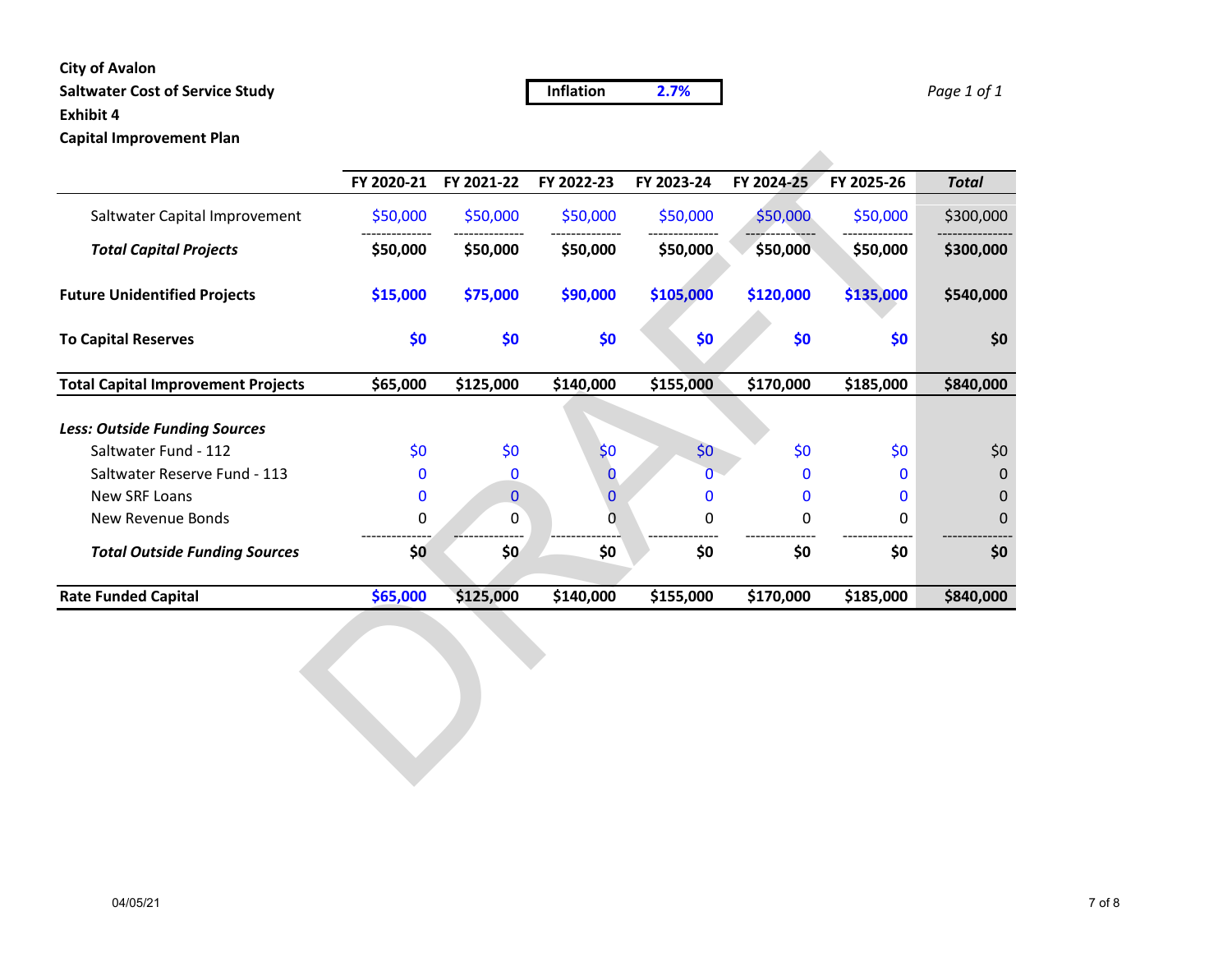**City of Avalon**
**Saltwater Cost of Service Study**
**Exhibit 4**
**Capital Improvement Plan**

**Inflation** **2.7%**

*Page 1 of 1*

| | FY 2020-21 | FY 2021-22 | FY 2022-23 | FY 2023-24 | FY 2024-25 | FY 2025-26 | *Total* |
|---|---|---|---|---|---|---|---|
| Saltwater Capital Improvement | $50,000 | $50,000 | $50,000 | $50,000 | $50,000 | $50,000 | $300,000 |
| ***Total Capital Projects*** | **$50,000** | **$50,000** | **$50,000** | **$50,000** | **$50,000** | **$50,000** | **$300,000** |
| **Future Unidentified Projects** | **$15,000** | **$75,000** | **$90,000** | **$105,000** | **$120,000** | **$135,000** | **$540,000** |
| **To Capital Reserves** | **$0** | **$0** | **$0** | **$0** | **$0** | **$0** | **$0** |
| **Total Capital Improvement Projects** | **$65,000** | **$125,000** | **$140,000** | **$155,000** | **$170,000** | **$185,000** | **$840,000** |
| ***Less: Outside Funding Sources*** | | | | | | | |
| Saltwater Fund - 112 | $0 | $0 | $0 | $0 | $0 | $0 | $0 |
| Saltwater Reserve Fund - 113 | 0 | 0 | 0 | 0 | 0 | 0 | 0 |
| New SRF Loans | 0 | 0 | 0 | 0 | 0 | 0 | 0 |
| New Revenue Bonds | 0 | 0 | 0 | 0 | 0 | 0 | 0 |
| ***Total Outside Funding Sources*** | **$0** | **$0** | **$0** | **$0** | **$0** | **$0** | **$0** |
| **Rate Funded Capital** | **$65,000** | **$125,000** | **$140,000** | **$155,000** | **$170,000** | **$185,000** | **$840,000** |

04/05/21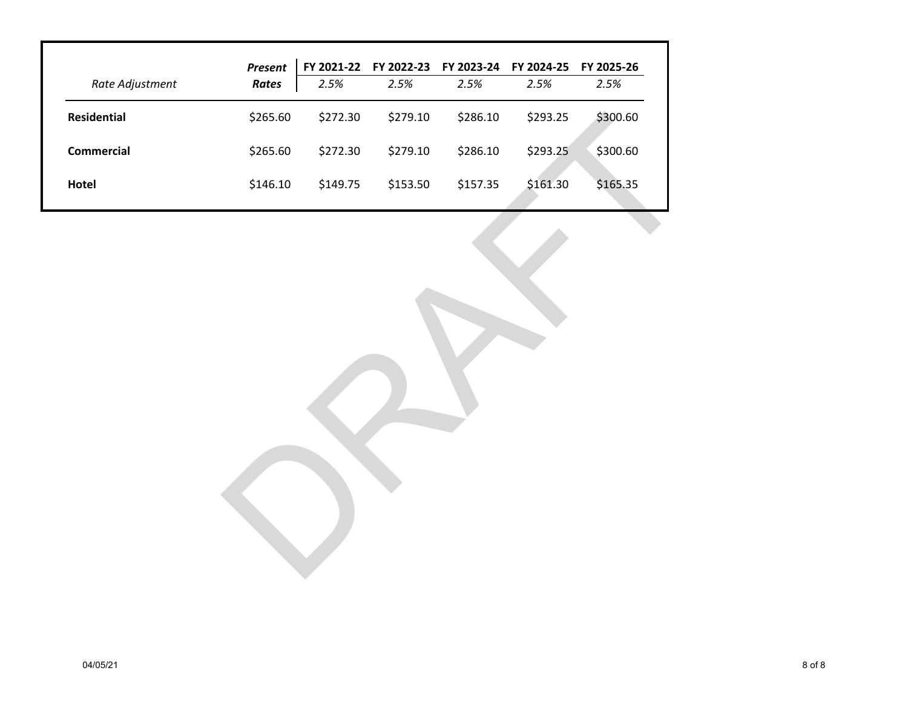| *Rate Adjustment* | ***Present Rates*** | **FY 2021-22** *2.5%* | **FY 2022-23** *2.5%* | **FY 2023-24** *2.5%* | **FY 2024-25** *2.5%* | **FY 2025-26** *2.5%* |
|---|---|---|---|---|---|---|
| **Residential** | $265.60 | $272.30 | $279.10 | $286.10 | $293.25 | $300.60 |
| **Commercial** | $265.60 | $272.30 | $279.10 | $286.10 | $293.25 | $300.60 |
| **Hotel** | $146.10 | $149.75 | $153.50 | $157.35 | $161.30 | $165.35 |

DRAFT

04/05/21